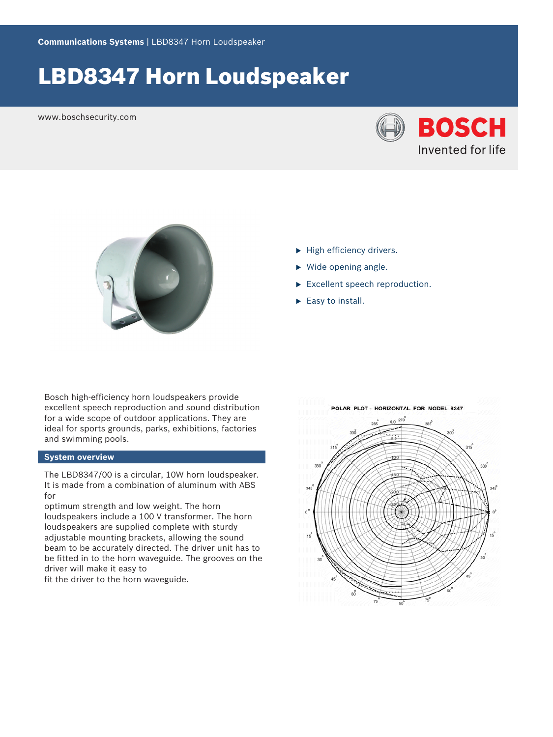Communications Systems | LBD8347 Horn Loudspeaker

# LBD8347 Horn Loudspeaker

www.boschsecurity.com

- High efficiency drivers.
- Wide opening angle.
- Excellent speech reproduction.
- Easy to install.

Bosch high-efficiency horn loudspeakers provide excellent speech reproduction and sound distribution for a wide scope of outdoor applications. They are ideal for sports grounds, parks, exhibitions, factories and swimming pools.

## System overview

The LBD8347/00 is a circular, 10W horn loudspeaker. It is made from a combination of aluminum with ABS for optimum strength and low weight. The horn loudspeakers include a 100 V transformer. The horn loudspeakers are supplied complete with sturdy adjustable mounting brackets, allowing the sound beam to be accurately directed. The driver unit has to be fitted in to the horn waveguide. The grooves on the driver will make it easy to fit the driver to the horn waveguide.

POLAR PLOT - HORIZONTAL FOR MODEL 8347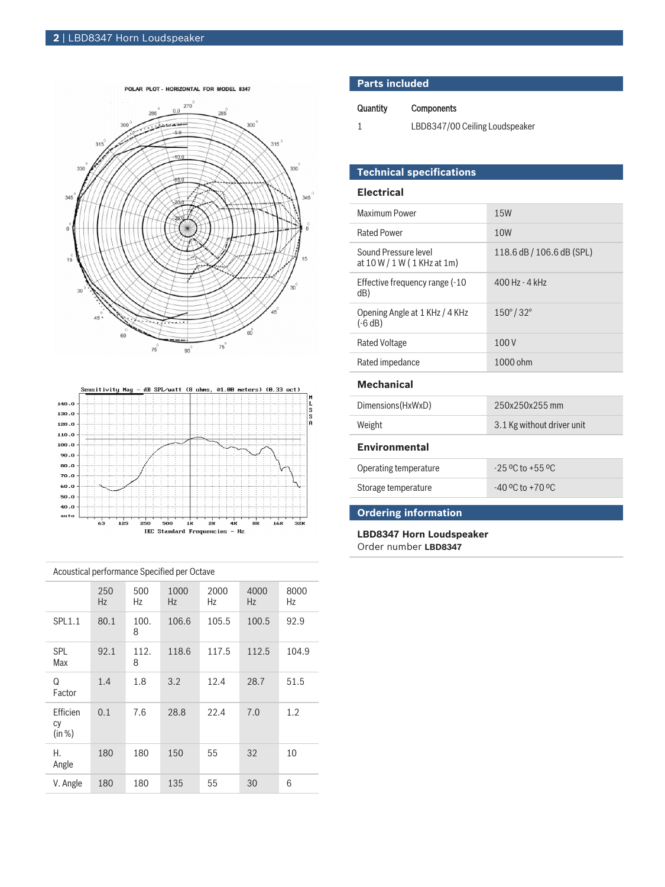POLAR PLOT - HORIZONTAL FOR MODEL 8347

Sensitivity Mag - dB SPL/watt (8 ohms, @1.00 meters) (0.33 oct)

IEC Standard Frequencies - Hz

Acoustical performance Specified per Octave

| | 250 Hz | 500 Hz | 1000 Hz | 2000 Hz | 4000 Hz | 8000 Hz |
|---|---|---|---|---|---|---|
| SPL1.1 | 80.1 | 100.8 | 106.6 | 105.5 | 100.5 | 92.9 |
| SPL Max | 92.1 | 112.8 | 118.6 | 117.5 | 112.5 | 104.9 |
| Q Factor | 1.4 | 1.8 | 3.2 | 12.4 | 28.7 | 51.5 |
| Efficiency (in %) | 0.1 | 7.6 | 28.8 | 22.4 | 7.0 | 1.2 |
| H. Angle | 180 | 180 | 150 | 55 | 32 | 10 |
| V. Angle | 180 | 180 | 135 | 55 | 30 | 6 |

## Parts included

| Quantity | Components |
|---|---|
| 1 | LBD8347/00 Ceiling Loudspeaker |

## Technical specifications

### Electrical

| | |
|---|---|
| Maximum Power | 15W |
| Rated Power | 10W |
| Sound Pressure level at 10 W / 1 W ( 1 KHz at 1m) | 118.6 dB / 106.6 dB (SPL) |
| Effective frequency range (-10 dB) | 400 Hz - 4 kHz |
| Opening Angle at 1 KHz / 4 KHz (-6 dB) | 150° / 32° |
| Rated Voltage | 100 V |
| Rated impedance | 1000 ohm |

### Mechanical

| | |
|---|---|
| Dimensions(HxWxD) | 250x250x255 mm |
| Weight | 3.1 Kg without driver unit |

### Environmental

| | |
|---|---|
| Operating temperature | -25 ºC to +55 ºC |
| Storage temperature | -40 ºC to +70 ºC |

## Ordering information

**LBD8347 Horn Loudspeaker**
Order number **LBD8347**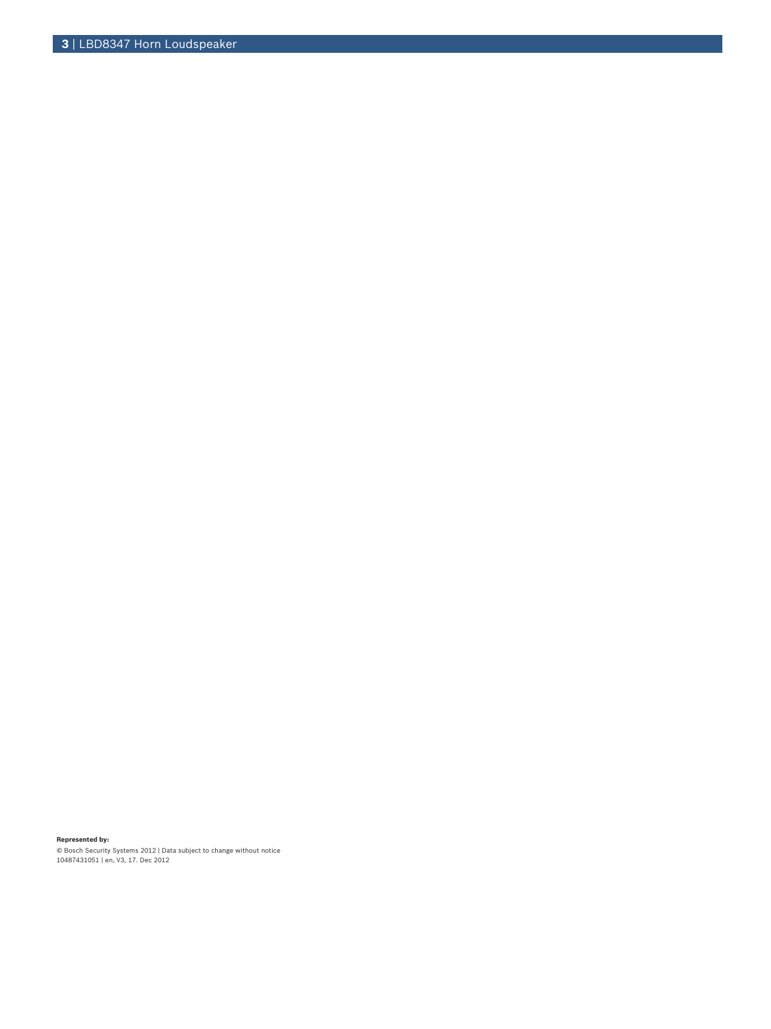**Represented by:**

© Bosch Security Systems 2012 | Data subject to change without notice
10487431051 | en, V3, 17. Dec 2012